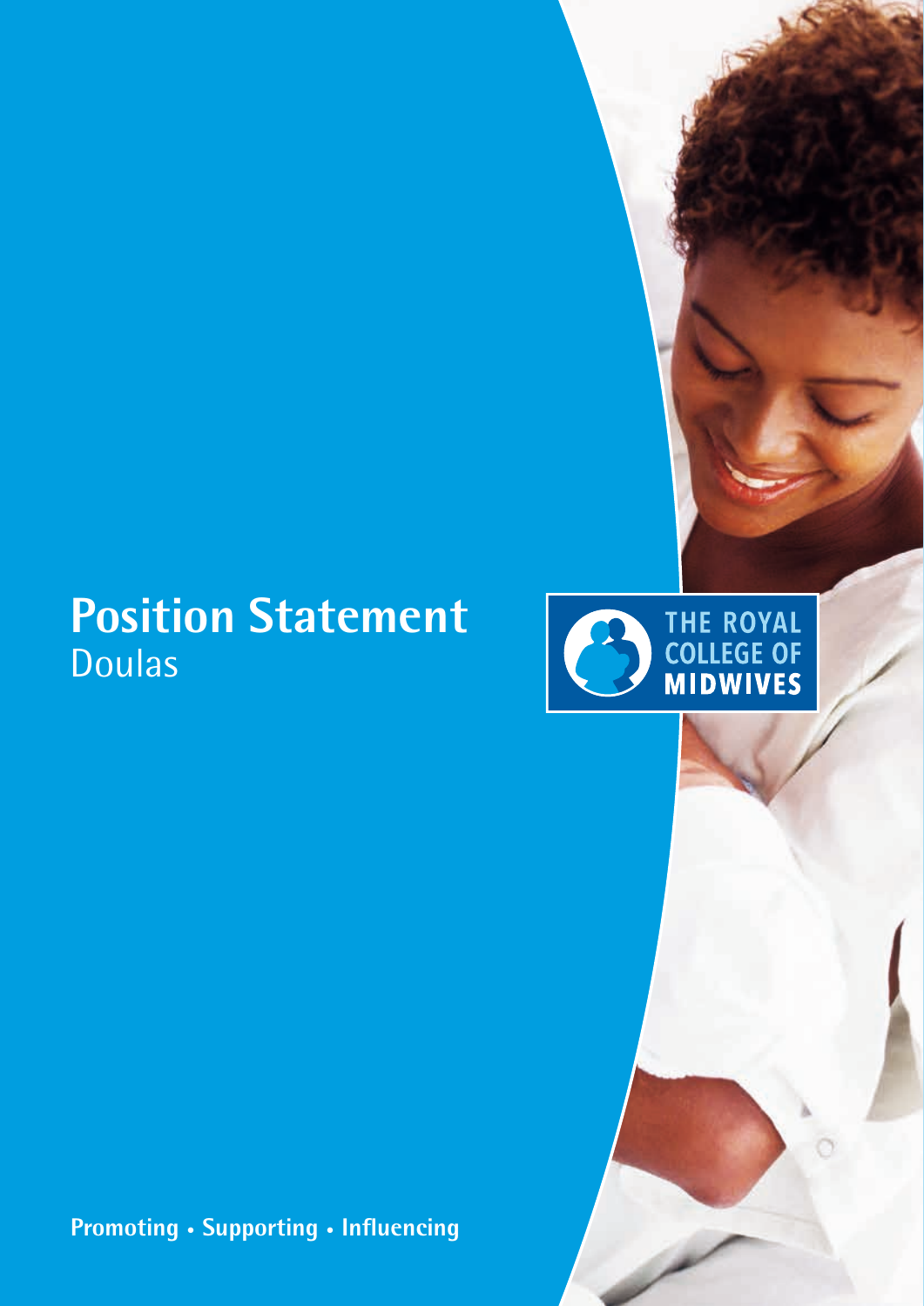# Position Statement
Doulas

THE ROYAL COLLEGE OF MIDWIVES

**Promoting • Supporting • Influencing**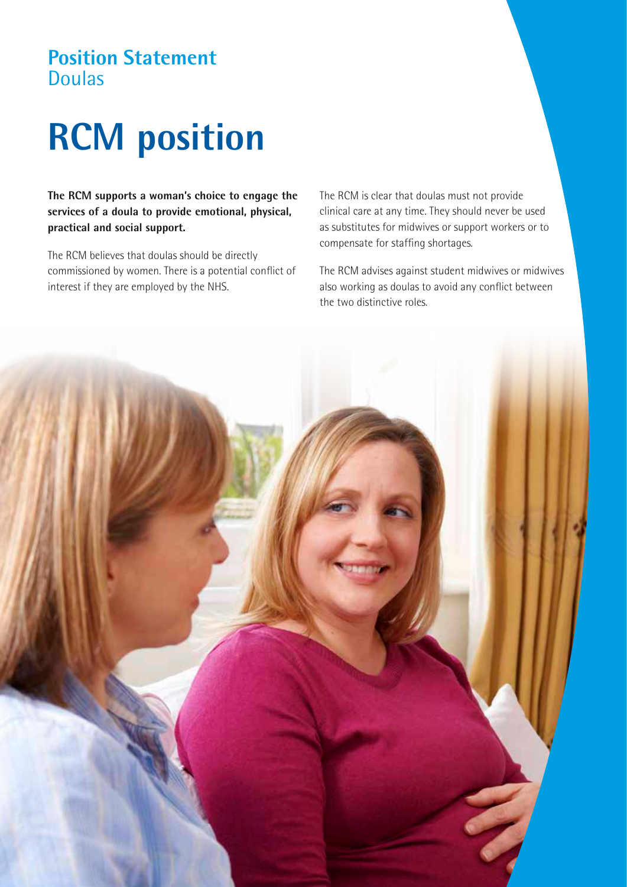**Position Statement**
Doulas

# RCM position

**The RCM supports a woman's choice to engage the services of a doula to provide emotional, physical, practical and social support.**

The RCM believes that doulas should be directly commissioned by women. There is a potential conflict of interest if they are employed by the NHS.

The RCM is clear that doulas must not provide clinical care at any time. They should never be used as substitutes for midwives or support workers or to compensate for staffing shortages.

The RCM advises against student midwives or midwives also working as doulas to avoid any conflict between the two distinctive roles.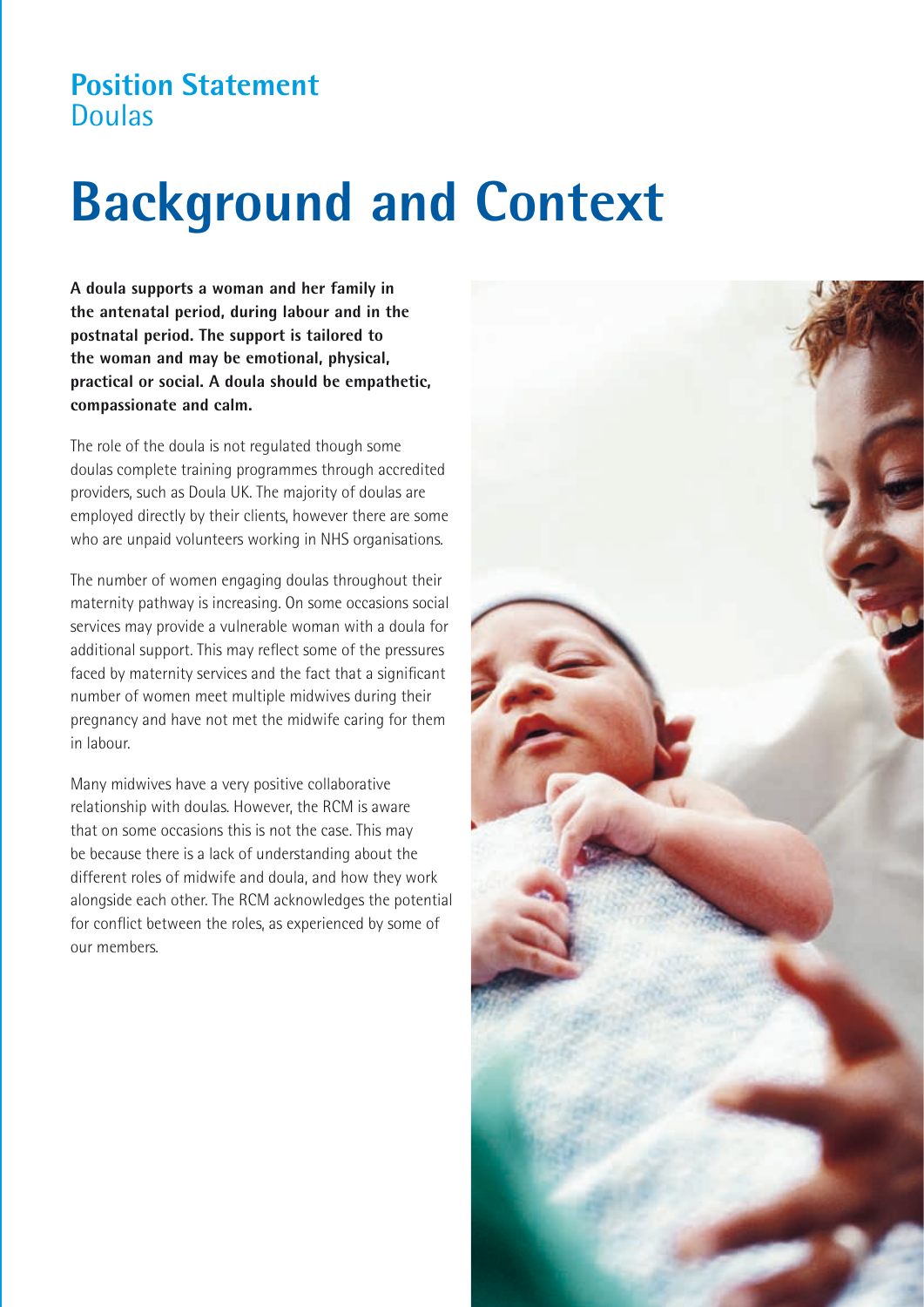**Position Statement**
Doulas

# Background and Context

**A doula supports a woman and her family in the antenatal period, during labour and in the postnatal period. The support is tailored to the woman and may be emotional, physical, practical or social. A doula should be empathetic, compassionate and calm.**

The role of the doula is not regulated though some doulas complete training programmes through accredited providers, such as Doula UK. The majority of doulas are employed directly by their clients, however there are some who are unpaid volunteers working in NHS organisations.

The number of women engaging doulas throughout their maternity pathway is increasing. On some occasions social services may provide a vulnerable woman with a doula for additional support. This may reflect some of the pressures faced by maternity services and the fact that a significant number of women meet multiple midwives during their pregnancy and have not met the midwife caring for them in labour.

Many midwives have a very positive collaborative relationship with doulas. However, the RCM is aware that on some occasions this is not the case. This may be because there is a lack of understanding about the different roles of midwife and doula, and how they work alongside each other. The RCM acknowledges the potential for conflict between the roles, as experienced by some of our members.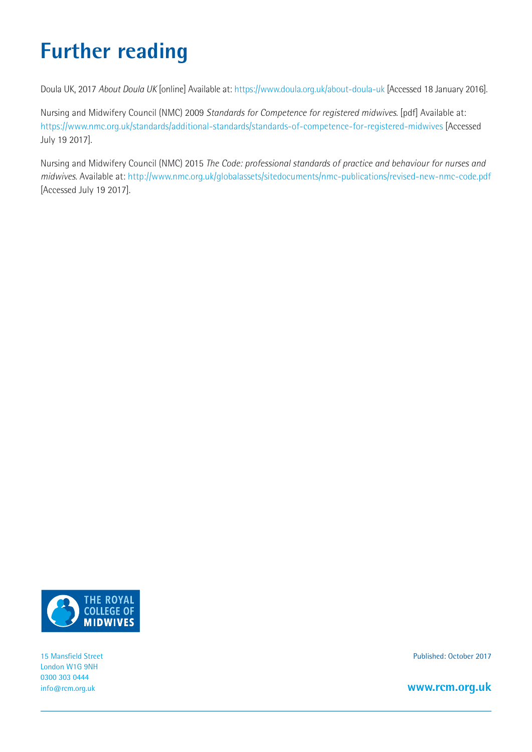# Further reading

Doula UK, 2017 *About Doula UK* [online] Available at: https://www.doula.org.uk/about-doula-uk [Accessed 18 January 2016].

Nursing and Midwifery Council (NMC) 2009 *Standards for Competence for registered midwives.* [pdf] Available at: https://www.nmc.org.uk/standards/additional-standards/standards-of-competence-for-registered-midwives [Accessed July 19 2017].

Nursing and Midwifery Council (NMC) 2015 *The Code: professional standards of practice and behaviour for nurses and midwives.* Available at: http://www.nmc.org.uk/globalassets/sitedocuments/nmc-publications/revised-new-nmc-code.pdf [Accessed July 19 2017].

THE ROYAL COLLEGE OF MIDWIVES

15 Mansfield Street
London W1G 9NH
0300 303 0444
info@rcm.org.uk

Published: October 2017

**www.rcm.org.uk**